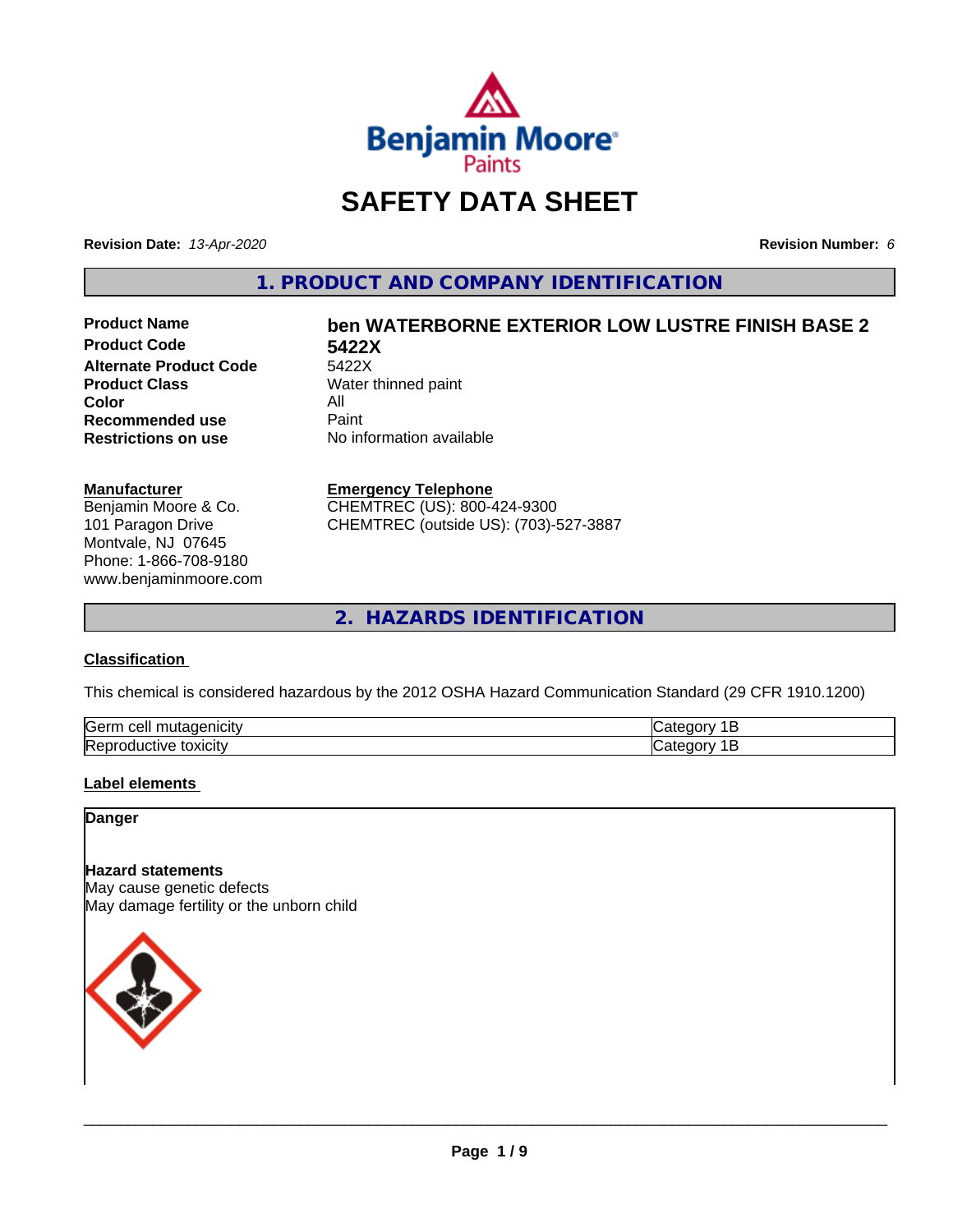# SAFETY DATA SHEET

**Revision Date:** *13-Apr-2020*

**Revision Number:** *6*

## 1. PRODUCT AND COMPANY IDENTIFICATION

| | |
|---|---|
| **Product Name** | **ben WATERBORNE EXTERIOR LOW LUSTRE FINISH BASE 2** |
| **Product Code** | **5422X** |
| **Alternate Product Code** | 5422X |
| **Product Class** | Water thinned paint |
| **Color** | All |
| **Recommended use** | Paint |
| **Restrictions on use** | No information available |

**Manufacturer**
Benjamin Moore & Co.
101 Paragon Drive
Montvale, NJ 07645
Phone: 1-866-708-9180
www.benjaminmoore.com

**Emergency Telephone**
CHEMTREC (US): 800-424-9300
CHEMTREC (outside US): (703)-527-3887

## 2. HAZARDS IDENTIFICATION

### Classification

This chemical is considered hazardous by the 2012 OSHA Hazard Communication Standard (29 CFR 1910.1200)

| | |
|---|---|
| Germ cell mutagenicity | Category 1B |
| Reproductive toxicity | Category 1B |

### Label elements

**Danger**

**Hazard statements**
May cause genetic defects
May damage fertility or the unborn child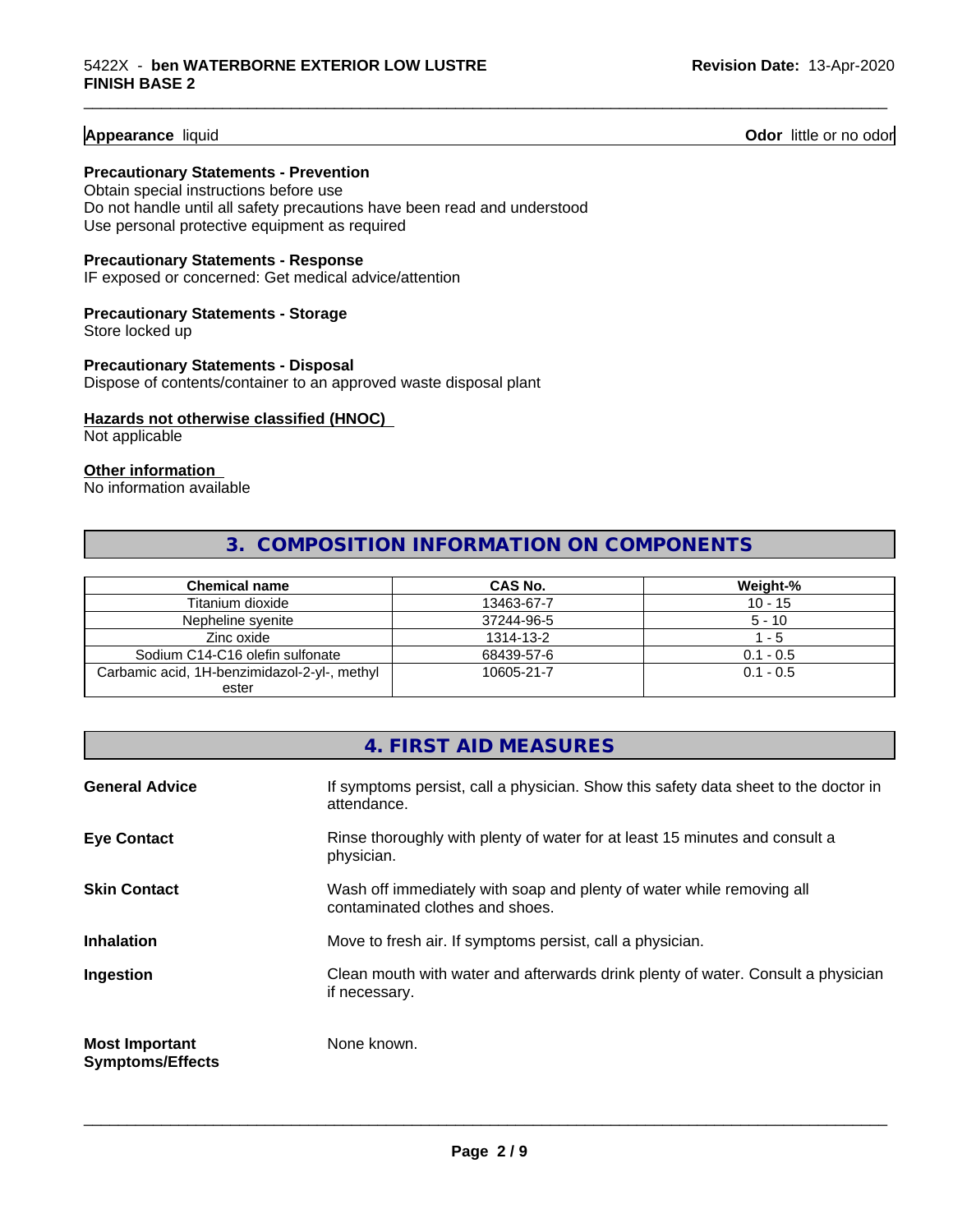**Appearance** liquid **Odor** little or no odor

**Precautionary Statements - Prevention**

Obtain special instructions before use
Do not handle until all safety precautions have been read and understood
Use personal protective equipment as required

**Precautionary Statements - Response**

IF exposed or concerned: Get medical advice/attention

**Precautionary Statements - Storage**

Store locked up

**Precautionary Statements - Disposal**

Dispose of contents/container to an approved waste disposal plant

**Hazards not otherwise classified (HNOC)**

Not applicable

**Other information**

No information available

## 3. COMPOSITION INFORMATION ON COMPONENTS

| Chemical name | CAS No. | Weight-% |
|---|---|---|
| Titanium dioxide | 13463-67-7 | 10 - 15 |
| Nepheline syenite | 37244-96-5 | 5 - 10 |
| Zinc oxide | 1314-13-2 | 1 - 5 |
| Sodium C14-C16 olefin sulfonate | 68439-57-6 | 0.1 - 0.5 |
| Carbamic acid, 1H-benzimidazol-2-yl-, methyl ester | 10605-21-7 | 0.1 - 0.5 |

## 4. FIRST AID MEASURES

**General Advice** If symptoms persist, call a physician. Show this safety data sheet to the doctor in attendance.

**Eye Contact** Rinse thoroughly with plenty of water for at least 15 minutes and consult a physician.

**Skin Contact** Wash off immediately with soap and plenty of water while removing all contaminated clothes and shoes.

**Inhalation** Move to fresh air. If symptoms persist, call a physician.

**Ingestion** Clean mouth with water and afterwards drink plenty of water. Consult a physician if necessary.

**Most Important Symptoms/Effects** None known.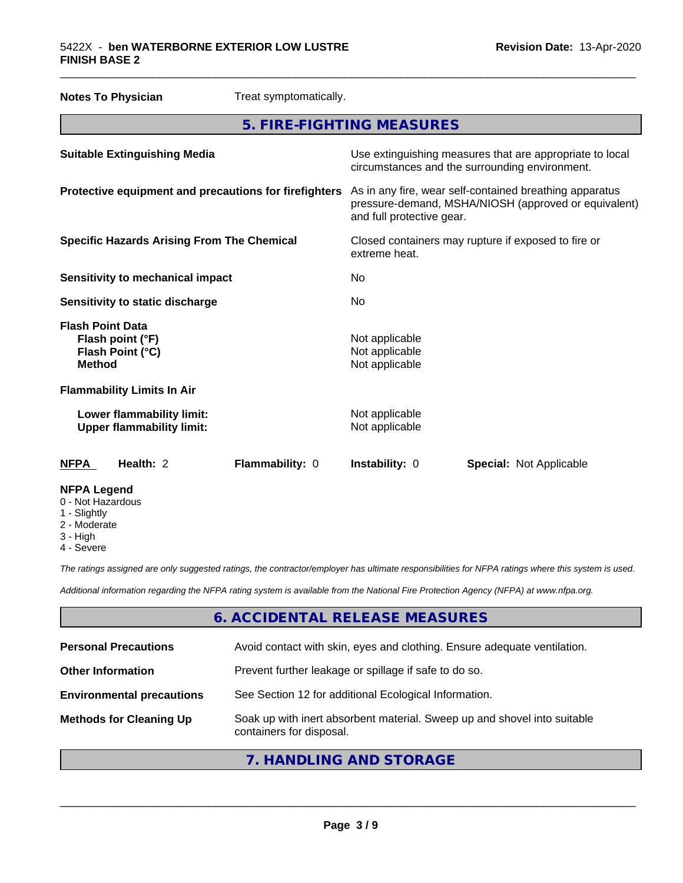**Notes To Physician** Treat symptomatically.

## 5. FIRE-FIGHTING MEASURES

| | |
|---|---|
| **Suitable Extinguishing Media** | Use extinguishing measures that are appropriate to local circumstances and the surrounding environment. |
| **Protective equipment and precautions for firefighters** | As in any fire, wear self-contained breathing apparatus pressure-demand, MSHA/NIOSH (approved or equivalent) and full protective gear. |
| **Specific Hazards Arising From The Chemical** | Closed containers may rupture if exposed to fire or extreme heat. |
| **Sensitivity to mechanical impact** | No |
| **Sensitivity to static discharge** | No |

**Flash Point Data**

| | |
|---|---|
| **Flash point (°F)** | Not applicable |
| **Flash Point (°C)** | Not applicable |
| **Method** | Not applicable |

**Flammability Limits In Air**

| | |
|---|---|
| **Lower flammability limit:** | Not applicable |
| **Upper flammability limit:** | Not applicable |

| **NFPA** | **Health:** 2 | **Flammability:** 0 | **Instability:** 0 | **Special:** Not Applicable |
|---|---|---|---|---|

**NFPA Legend**
- 0 - Not Hazardous
- 1 - Slightly
- 2 - Moderate
- 3 - High
- 4 - Severe

*The ratings assigned are only suggested ratings, the contractor/employer has ultimate responsibilities for NFPA ratings where this system is used.*

*Additional information regarding the NFPA rating system is available from the National Fire Protection Agency (NFPA) at www.nfpa.org.*

## 6. ACCIDENTAL RELEASE MEASURES

| | |
|---|---|
| **Personal Precautions** | Avoid contact with skin, eyes and clothing. Ensure adequate ventilation. |
| **Other Information** | Prevent further leakage or spillage if safe to do so. |
| **Environmental precautions** | See Section 12 for additional Ecological Information. |
| **Methods for Cleaning Up** | Soak up with inert absorbent material. Sweep up and shovel into suitable containers for disposal. |

## 7. HANDLING AND STORAGE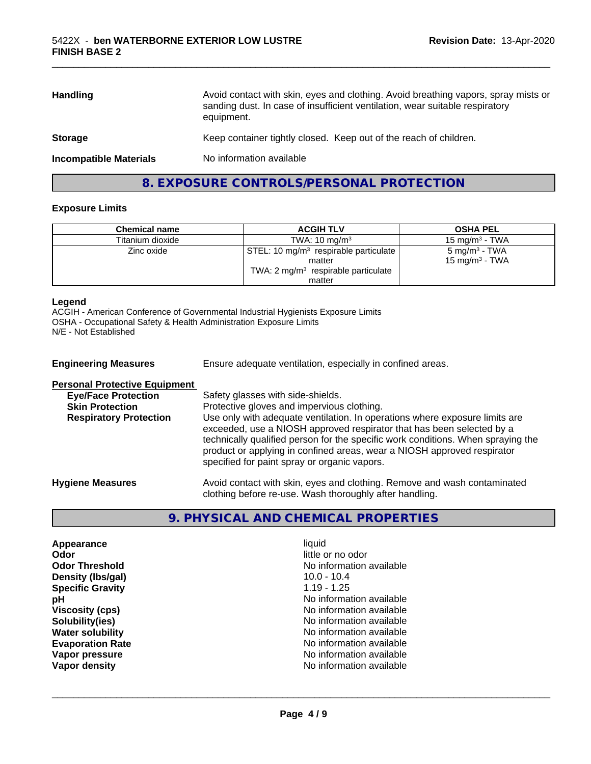| | |
|---|---|
| **Handling** | Avoid contact with skin, eyes and clothing. Avoid breathing vapors, spray mists or sanding dust. In case of insufficient ventilation, wear suitable respiratory equipment. |
| **Storage** | Keep container tightly closed. Keep out of the reach of children. |
| **Incompatible Materials** | No information available |

## 8. EXPOSURE CONTROLS/PERSONAL PROTECTION

### Exposure Limits

| Chemical name | ACGIH TLV | OSHA PEL |
|---|---|---|
| Titanium dioxide | TWA: 10 mg/m³ | 15 mg/m³ - TWA |
| Zinc oxide | STEL: 10 mg/m³ respirable particulate matter<br>TWA: 2 mg/m³ respirable particulate matter | 5 mg/m³ - TWA<br>15 mg/m³ - TWA |

**Legend**
ACGIH - American Conference of Governmental Industrial Hygienists Exposure Limits
OSHA - Occupational Safety & Health Administration Exposure Limits
N/E - Not Established

**Engineering Measures** Ensure adequate ventilation, especially in confined areas.

**Personal Protective Equipment**

- **Eye/Face Protection** Safety glasses with side-shields.
- **Skin Protection** Protective gloves and impervious clothing.
- **Respiratory Protection** Use only with adequate ventilation. In operations where exposure limits are exceeded, use a NIOSH approved respirator that has been selected by a technically qualified person for the specific work conditions. When spraying the product or applying in confined areas, wear a NIOSH approved respirator specified for paint spray or organic vapors.

**Hygiene Measures** Avoid contact with skin, eyes and clothing. Remove and wash contaminated clothing before re-use. Wash thoroughly after handling.

## 9. PHYSICAL AND CHEMICAL PROPERTIES

| | |
|---|---|
| **Appearance** | liquid |
| **Odor** | little or no odor |
| **Odor Threshold** | No information available |
| **Density (lbs/gal)** | 10.0 - 10.4 |
| **Specific Gravity** | 1.19 - 1.25 |
| **pH** | No information available |
| **Viscosity (cps)** | No information available |
| **Solubility(ies)** | No information available |
| **Water solubility** | No information available |
| **Evaporation Rate** | No information available |
| **Vapor pressure** | No information available |
| **Vapor density** | No information available |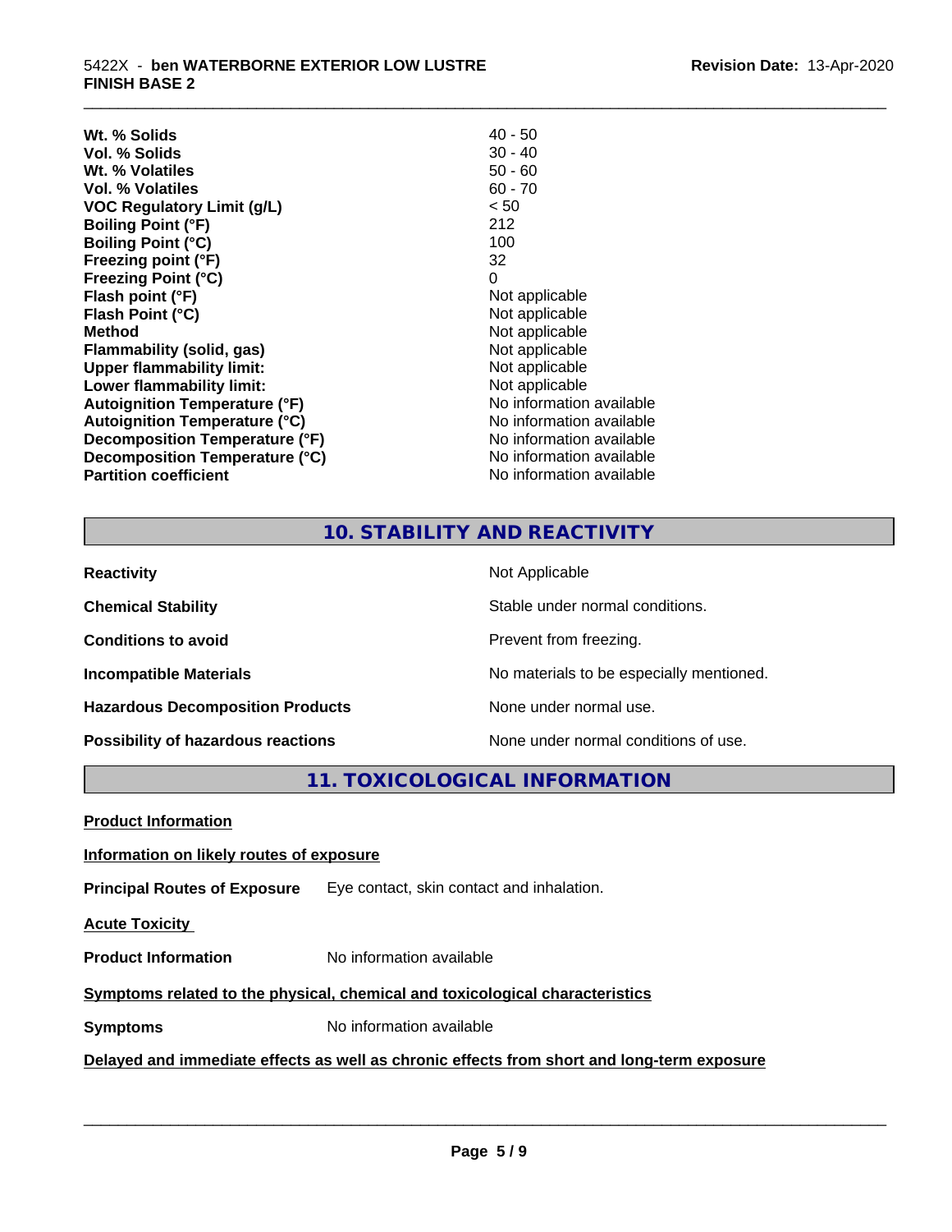| | |
|---|---|
| **Wt. % Solids** | 40 - 50 |
| **Vol. % Solids** | 30 - 40 |
| **Wt. % Volatiles** | 50 - 60 |
| **Vol. % Volatiles** | 60 - 70 |
| **VOC Regulatory Limit (g/L)** | < 50 |
| **Boiling Point (°F)** | 212 |
| **Boiling Point (°C)** | 100 |
| **Freezing point (°F)** | 32 |
| **Freezing Point (°C)** | 0 |
| **Flash point (°F)** | Not applicable |
| **Flash Point (°C)** | Not applicable |
| **Method** | Not applicable |
| **Flammability (solid, gas)** | Not applicable |
| **Upper flammability limit:** | Not applicable |
| **Lower flammability limit:** | Not applicable |
| **Autoignition Temperature (°F)** | No information available |
| **Autoignition Temperature (°C)** | No information available |
| **Decomposition Temperature (°F)** | No information available |
| **Decomposition Temperature (°C)** | No information available |
| **Partition coefficient** | No information available |

## 10. STABILITY AND REACTIVITY

| | |
|---|---|
| **Reactivity** | Not Applicable |
| **Chemical Stability** | Stable under normal conditions. |
| **Conditions to avoid** | Prevent from freezing. |
| **Incompatible Materials** | No materials to be especially mentioned. |
| **Hazardous Decomposition Products** | None under normal use. |
| **Possibility of hazardous reactions** | None under normal conditions of use. |

## 11. TOXICOLOGICAL INFORMATION

**Product Information**

**Information on likely routes of exposure**

**Principal Routes of Exposure** Eye contact, skin contact and inhalation.

**Acute Toxicity**

**Product Information** No information available

**Symptoms related to the physical, chemical and toxicological characteristics**

**Symptoms** No information available

**Delayed and immediate effects as well as chronic effects from short and long-term exposure**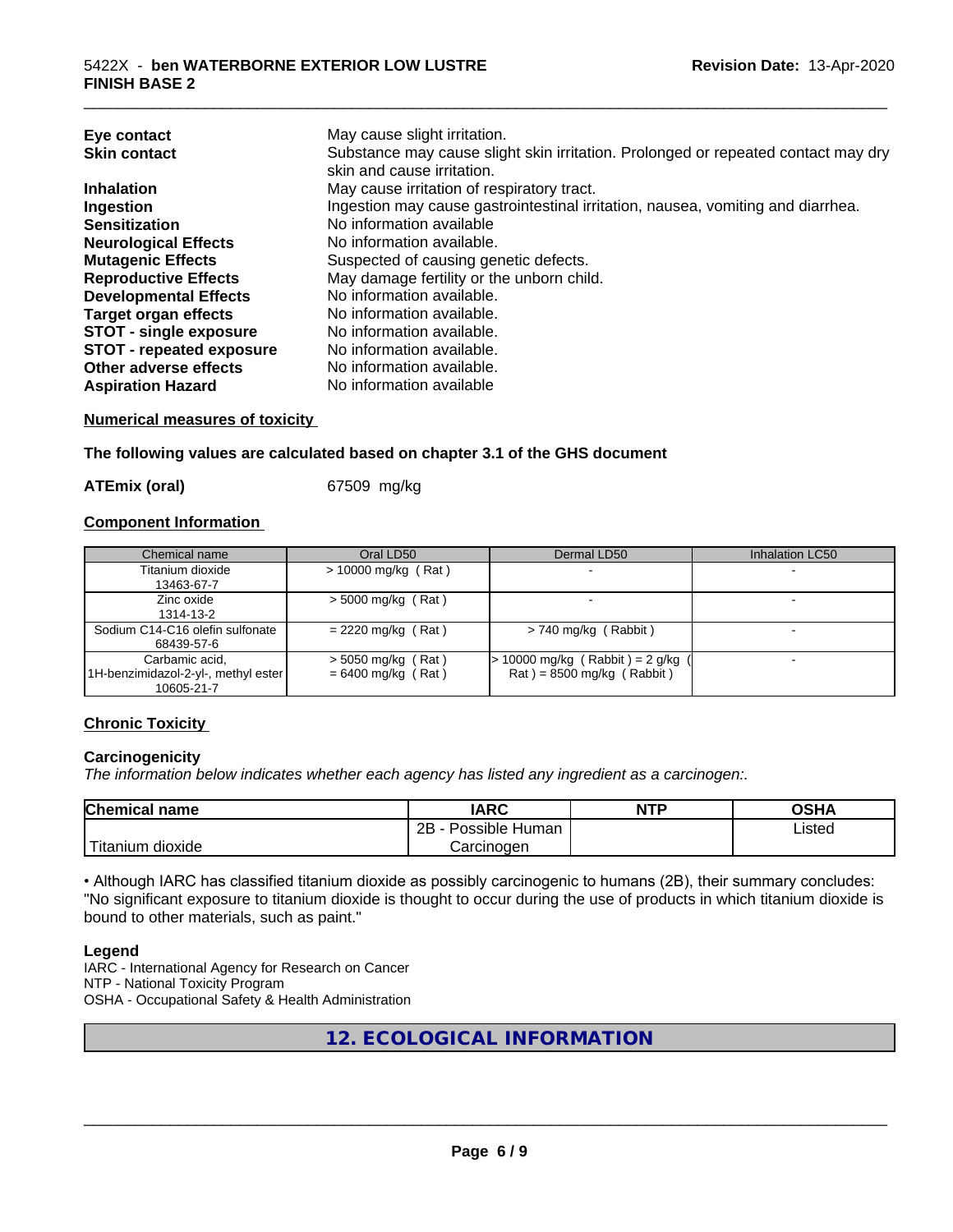| | |
|---|---|
| **Eye contact** | May cause slight irritation. |
| **Skin contact** | Substance may cause slight skin irritation. Prolonged or repeated contact may dry skin and cause irritation. |
| **Inhalation** | May cause irritation of respiratory tract. |
| **Ingestion** | Ingestion may cause gastrointestinal irritation, nausea, vomiting and diarrhea. |
| **Sensitization** | No information available |
| **Neurological Effects** | No information available. |
| **Mutagenic Effects** | Suspected of causing genetic defects. |
| **Reproductive Effects** | May damage fertility or the unborn child. |
| **Developmental Effects** | No information available. |
| **Target organ effects** | No information available. |
| **STOT - single exposure** | No information available. |
| **STOT - repeated exposure** | No information available. |
| **Other adverse effects** | No information available. |
| **Aspiration Hazard** | No information available |

**Numerical measures of toxicity**

**The following values are calculated based on chapter 3.1 of the GHS document**

**ATEmix (oral)** 67509 mg/kg

**Component Information**

| Chemical name | Oral LD50 | Dermal LD50 | Inhalation LC50 |
|---|---|---|---|
| Titanium dioxide 13463-67-7 | > 10000 mg/kg ( Rat ) | - | - |
| Zinc oxide 1314-13-2 | > 5000 mg/kg ( Rat ) | - | - |
| Sodium C14-C16 olefin sulfonate 68439-57-6 | = 2220 mg/kg ( Rat ) | > 740 mg/kg ( Rabbit ) | - |
| Carbamic acid, 1H-benzimidazol-2-yl-, methyl ester 10605-21-7 | > 5050 mg/kg ( Rat ) = 6400 mg/kg ( Rat ) | > 10000 mg/kg ( Rabbit ) = 2 g/kg ( Rat ) = 8500 mg/kg ( Rabbit ) | - |

**Chronic Toxicity**

**Carcinogenicity**

*The information below indicates whether each agency has listed any ingredient as a carcinogen:.*

| Chemical name | IARC | NTP | OSHA |
|---|---|---|---|
| Titanium dioxide | 2B - Possible Human Carcinogen | | Listed |

• Although IARC has classified titanium dioxide as possibly carcinogenic to humans (2B), their summary concludes: "No significant exposure to titanium dioxide is thought to occur during the use of products in which titanium dioxide is bound to other materials, such as paint."

**Legend**

IARC - International Agency for Research on Cancer
NTP - National Toxicity Program
OSHA - Occupational Safety & Health Administration

## 12. ECOLOGICAL INFORMATION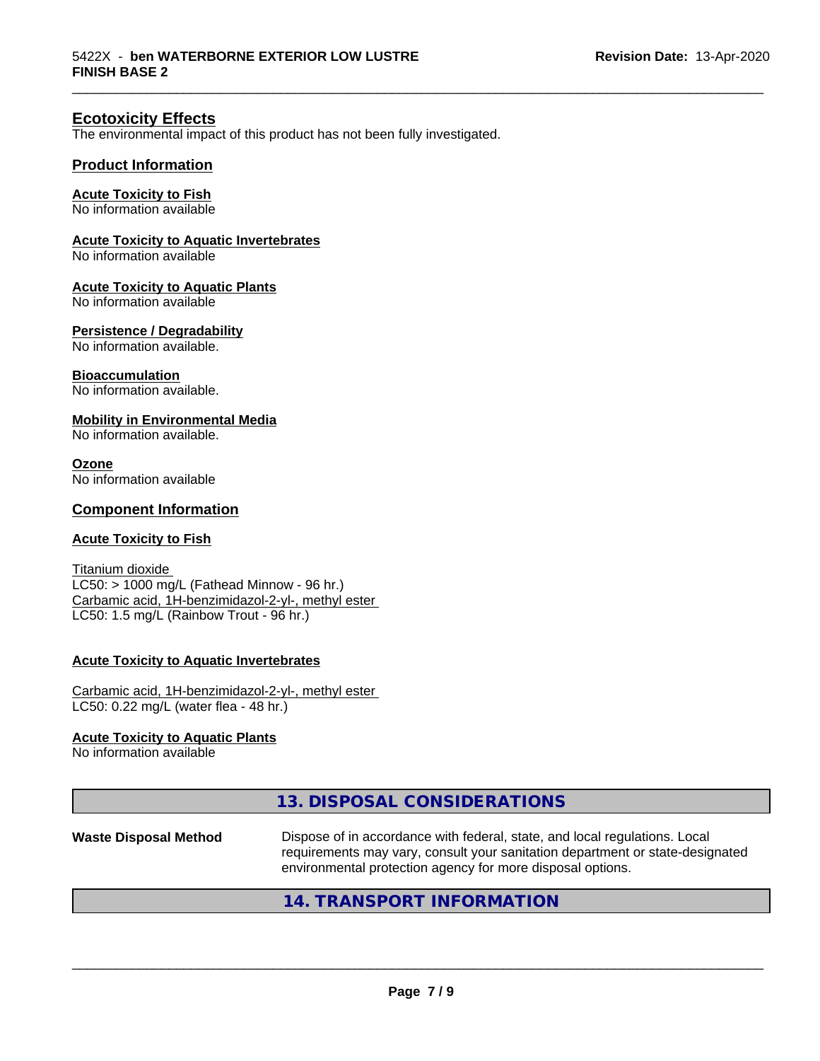## Ecotoxicity Effects

The environmental impact of this product has not been fully investigated.

### Product Information

**Acute Toxicity to Fish**
No information available

**Acute Toxicity to Aquatic Invertebrates**
No information available

**Acute Toxicity to Aquatic Plants**
No information available

**Persistence / Degradability**
No information available.

**Bioaccumulation**
No information available.

**Mobility in Environmental Media**
No information available.

**Ozone**
No information available

### Component Information

**Acute Toxicity to Fish**

Titanium dioxide
LC50: > 1000 mg/L (Fathead Minnow - 96 hr.)
Carbamic acid, 1H-benzimidazol-2-yl-, methyl ester
LC50: 1.5 mg/L (Rainbow Trout - 96 hr.)

**Acute Toxicity to Aquatic Invertebrates**

Carbamic acid, 1H-benzimidazol-2-yl-, methyl ester
LC50: 0.22 mg/L (water flea - 48 hr.)

**Acute Toxicity to Aquatic Plants**
No information available

## 13. DISPOSAL CONSIDERATIONS

**Waste Disposal Method** Dispose of in accordance with federal, state, and local regulations. Local requirements may vary, consult your sanitation department or state-designated environmental protection agency for more disposal options.

## 14. TRANSPORT INFORMATION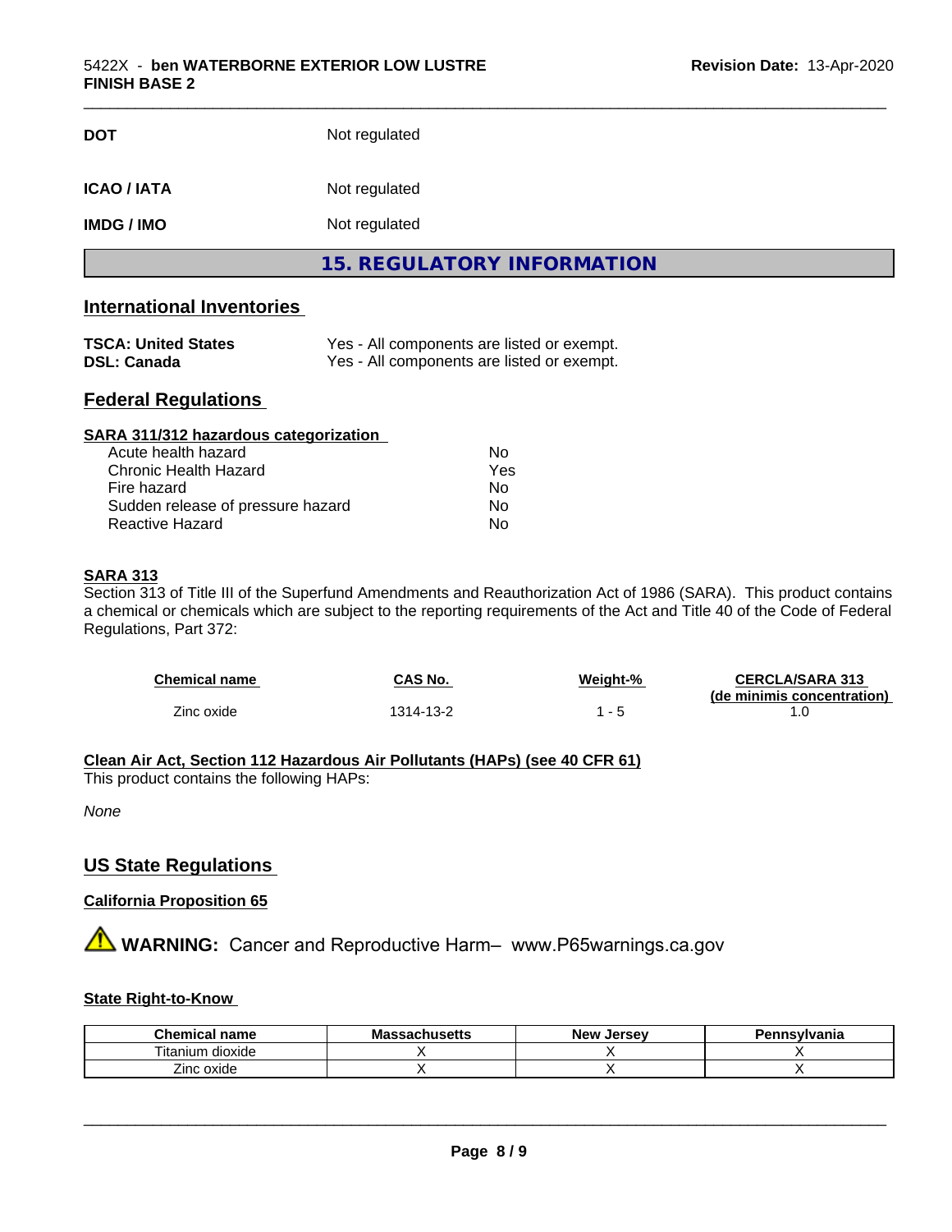| | |
|---|---|
| **DOT** | Not regulated |
| **ICAO / IATA** | Not regulated |
| **IMDG / IMO** | Not regulated |

## 15. REGULATORY INFORMATION

### International Inventories

| | |
|---|---|
| **TSCA: United States** | Yes - All components are listed or exempt. |
| **DSL: Canada** | Yes - All components are listed or exempt. |

### Federal Regulations

**SARA 311/312 hazardous categorization**

| | |
|---|---|
| Acute health hazard | No |
| Chronic Health Hazard | Yes |
| Fire hazard | No |
| Sudden release of pressure hazard | No |
| Reactive Hazard | No |

**SARA 313**

Section 313 of Title III of the Superfund Amendments and Reauthorization Act of 1986 (SARA). This product contains a chemical or chemicals which are subject to the reporting requirements of the Act and Title 40 of the Code of Federal Regulations, Part 372:

| Chemical name | CAS No. | Weight-% | CERCLA/SARA 313 (de minimis concentration) |
|---|---|---|---|
| Zinc oxide | 1314-13-2 | 1 - 5 | 1.0 |

**Clean Air Act, Section 112 Hazardous Air Pollutants (HAPs) (see 40 CFR 61)**

This product contains the following HAPs:

*None*

### US State Regulations

**California Proposition 65**

⚠ **WARNING:** Cancer and Reproductive Harm– www.P65warnings.ca.gov

**State Right-to-Know**

| Chemical name | Massachusetts | New Jersey | Pennsylvania |
|---|---|---|---|
| Titanium dioxide | X | X | X |
| Zinc oxide | X | X | X |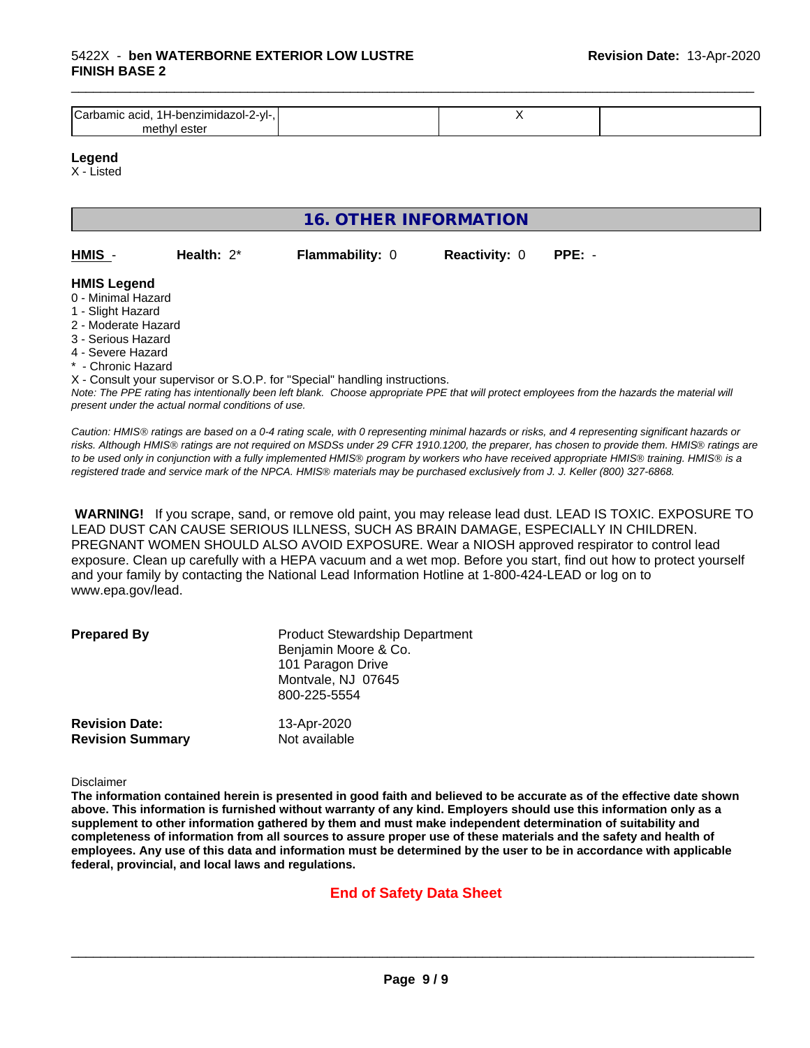| | | | |
|---|---|---|---|
| Carbamic acid, 1H-benzimidazol-2-yl-, methyl ester | | X | |

**Legend**
X - Listed

## 16. OTHER INFORMATION

| | | | | |
|---|---|---|---|---|
| **HMIS** - | **Health:** 2* | **Flammability:** 0 | **Reactivity:** 0 | **PPE:** - |

**HMIS Legend**
0 - Minimal Hazard
1 - Slight Hazard
2 - Moderate Hazard
3 - Serious Hazard
4 - Severe Hazard
* - Chronic Hazard
X - Consult your supervisor or S.O.P. for "Special" handling instructions.
*Note: The PPE rating has intentionally been left blank. Choose appropriate PPE that will protect employees from the hazards the material will present under the actual normal conditions of use.*

*Caution: HMIS® ratings are based on a 0-4 rating scale, with 0 representing minimal hazards or risks, and 4 representing significant hazards or risks. Although HMIS® ratings are not required on MSDSs under 29 CFR 1910.1200, the preparer, has chosen to provide them. HMIS® ratings are to be used only in conjunction with a fully implemented HMIS® program by workers who have received appropriate HMIS® training. HMIS® is a registered trade and service mark of the NPCA. HMIS® materials may be purchased exclusively from J. J. Keller (800) 327-6868.*

**WARNING!** If you scrape, sand, or remove old paint, you may release lead dust. LEAD IS TOXIC. EXPOSURE TO LEAD DUST CAN CAUSE SERIOUS ILLNESS, SUCH AS BRAIN DAMAGE, ESPECIALLY IN CHILDREN. PREGNANT WOMEN SHOULD ALSO AVOID EXPOSURE. Wear a NIOSH approved respirator to control lead exposure. Clean up carefully with a HEPA vacuum and a wet mop. Before you start, find out how to protect yourself and your family by contacting the National Lead Information Hotline at 1-800-424-LEAD or log on to www.epa.gov/lead.

| | |
|---|---|
| **Prepared By** | Product Stewardship Department<br>Benjamin Moore & Co.<br>101 Paragon Drive<br>Montvale, NJ 07645<br>800-225-5554 |
| **Revision Date:** | 13-Apr-2020 |
| **Revision Summary** | Not available |

Disclaimer
**The information contained herein is presented in good faith and believed to be accurate as of the effective date shown above. This information is furnished without warranty of any kind. Employers should use this information only as a supplement to other information gathered by them and must make independent determination of suitability and completeness of information from all sources to assure proper use of these materials and the safety and health of employees. Any use of this data and information must be determined by the user to be in accordance with applicable federal, provincial, and local laws and regulations.**

**End of Safety Data Sheet**